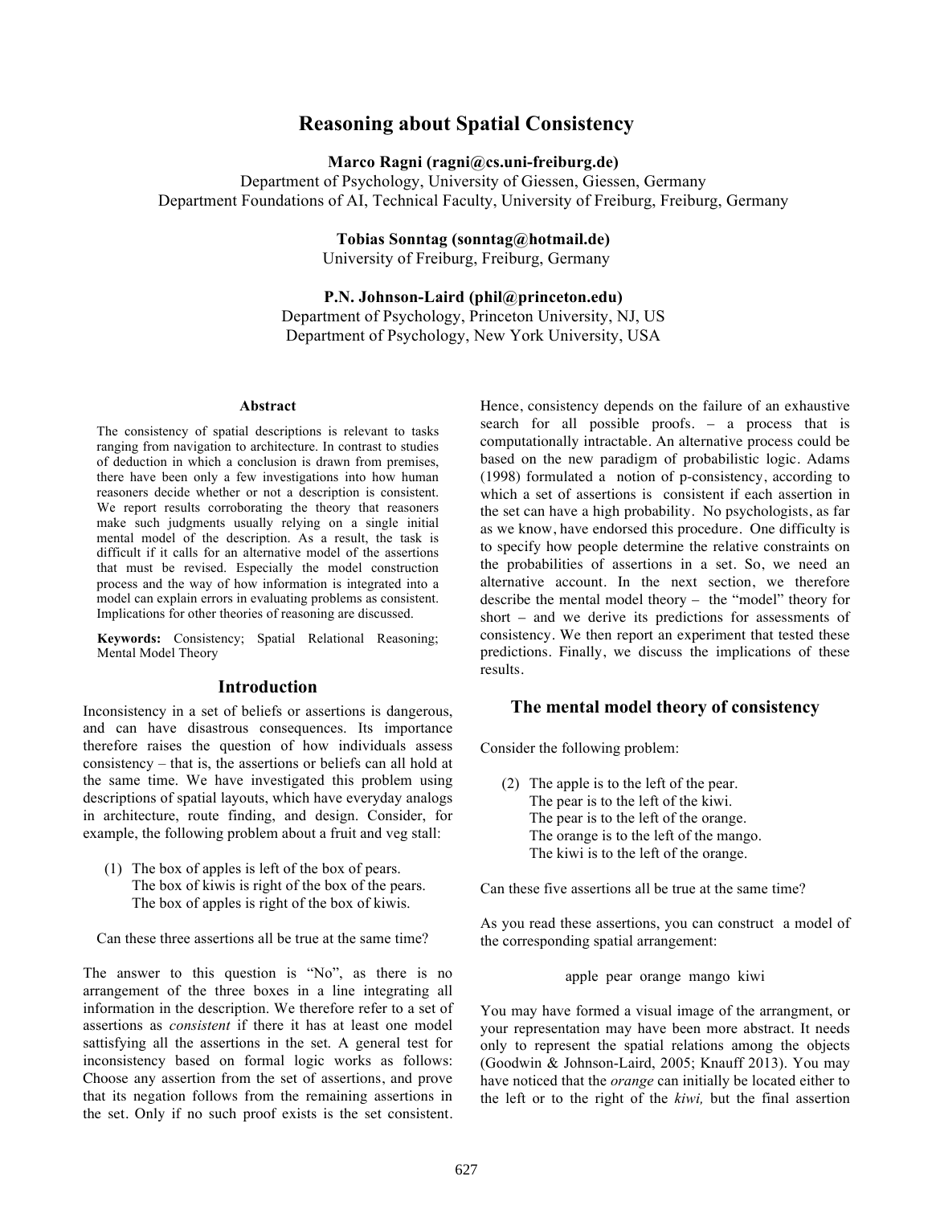# Reasoning about Spatial Consistency

**Marco Ragni (ragni@cs.uni-freiburg.de)**
Department of Psychology, University of Giessen, Giessen, Germany
Department Foundations of AI, Technical Faculty, University of Freiburg, Freiburg, Germany

**Tobias Sonntag (sonntag@hotmail.de)**
University of Freiburg, Freiburg, Germany

**P.N. Johnson-Laird (phil@princeton.edu)**
Department of Psychology, Princeton University, NJ, US
Department of Psychology, New York University, USA

### Abstract

The consistency of spatial descriptions is relevant to tasks ranging from navigation to architecture. In contrast to studies of deduction in which a conclusion is drawn from premises, there have been only a few investigations into how human reasoners decide whether or not a description is consistent. We report results corroborating the theory that reasoners make such judgments usually relying on a single initial mental model of the description. As a result, the task is difficult if it calls for an alternative model of the assertions that must be revised. Especially the model construction process and the way of how information is integrated into a model can explain errors in evaluating problems as consistent. Implications for other theories of reasoning are discussed.

**Keywords:** Consistency; Spatial Relational Reasoning; Mental Model Theory

## Introduction

Inconsistency in a set of beliefs or assertions is dangerous, and can have disastrous consequences. Its importance therefore raises the question of how individuals assess consistency – that is, the assertions or beliefs can all hold at the same time. We have investigated this problem using descriptions of spatial layouts, which have everyday analogs in architecture, route finding, and design. Consider, for example, the following problem about a fruit and veg stall:

(1) The box of apples is left of the box of pears.
The box of kiwis is right of the box of the pears.
The box of apples is right of the box of kiwis.

Can these three assertions all be true at the same time?

The answer to this question is "No", as there is no arrangement of the three boxes in a line integrating all information in the description. We therefore refer to a set of assertions as *consistent* if there it has at least one model sattisfying all the assertions in the set. A general test for inconsistency based on formal logic works as follows: Choose any assertion from the set of assertions, and prove that its negation follows from the remaining assertions in the set. Only if no such proof exists is the set consistent. Hence, consistency depends on the failure of an exhaustive search for all possible proofs. – a process that is computationally intractable. An alternative process could be based on the new paradigm of probabilistic logic. Adams (1998) formulated a notion of p-consistency, according to which a set of assertions is consistent if each assertion in the set can have a high probability. No psychologists, as far as we know, have endorsed this procedure. One difficulty is to specify how people determine the relative constraints on the probabilities of assertions in a set. So, we need an alternative account. In the next section, we therefore describe the mental model theory – the "model" theory for short – and we derive its predictions for assessments of consistency. We then report an experiment that tested these predictions. Finally, we discuss the implications of these results.

## The mental model theory of consistency

Consider the following problem:

(2) The apple is to the left of the pear.
The pear is to the left of the kiwi.
The pear is to the left of the orange.
The orange is to the left of the mango.
The kiwi is to the left of the orange.

Can these five assertions all be true at the same time?

As you read these assertions, you can construct a model of the corresponding spatial arrangement:

apple pear orange mango kiwi

You may have formed a visual image of the arrangment, or your representation may have been more abstract. It needs only to represent the spatial relations among the objects (Goodwin & Johnson-Laird, 2005; Knauff 2013). You may have noticed that the *orange* can initially be located either to the left or to the right of the *kiwi,* but the final assertion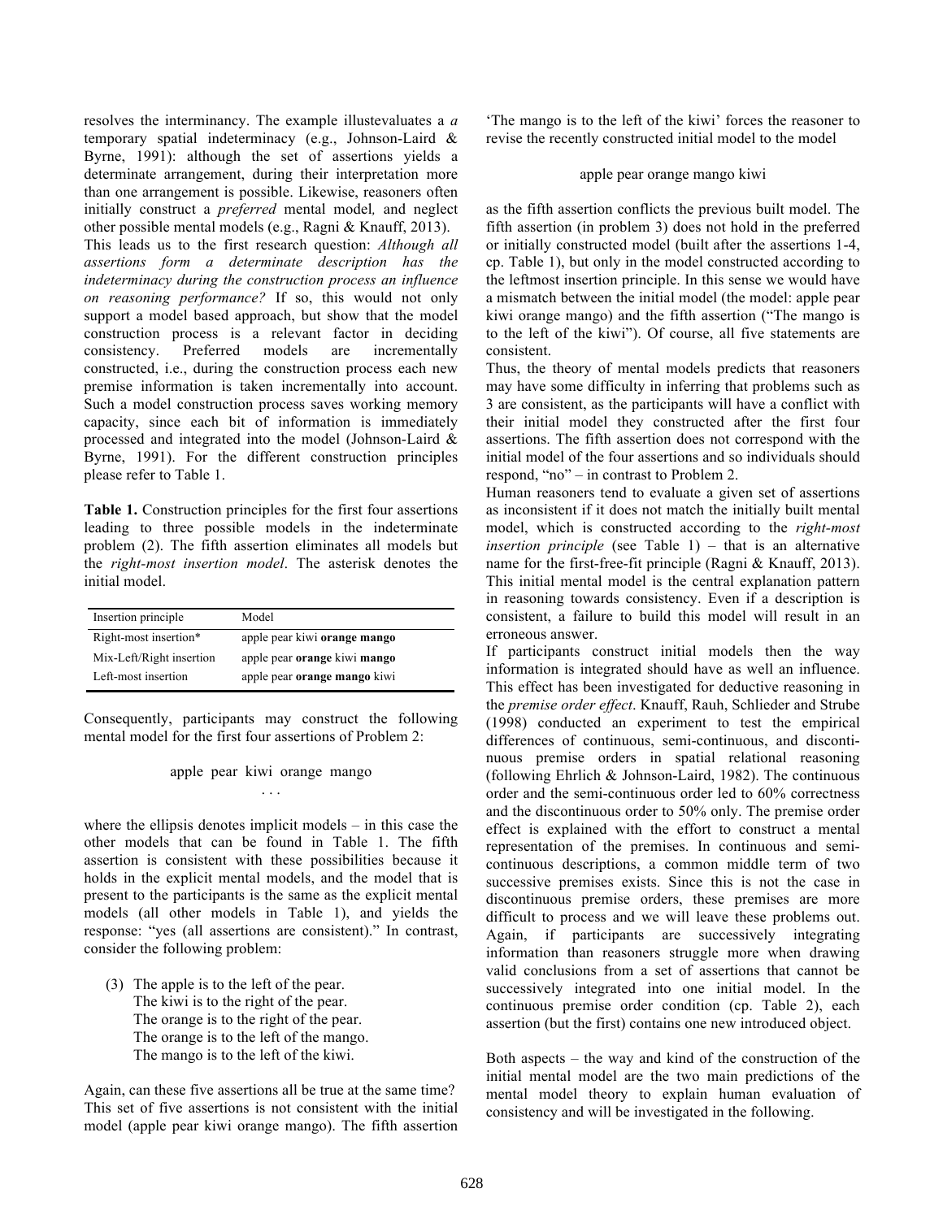resolves the interminancy. The example illustevaluates a *a* temporary spatial indeterminacy (e.g., Johnson-Laird & Byrne, 1991): although the set of assertions yields a determinate arrangement, during their interpretation more than one arrangement is possible. Likewise, reasoners often initially construct a *preferred* mental model*,* and neglect other possible mental models (e.g., Ragni & Knauff, 2013).

This leads us to the first research question: *Although all assertions form a determinate description has the indeterminacy during the construction process an influence on reasoning performance?* If so, this would not only support a model based approach, but show that the model construction process is a relevant factor in deciding consistency. Preferred models are incrementally constructed, i.e., during the construction process each new premise information is taken incrementally into account. Such a model construction process saves working memory capacity, since each bit of information is immediately processed and integrated into the model (Johnson-Laird & Byrne, 1991). For the different construction principles please refer to Table 1.

**Table 1.** Construction principles for the first four assertions leading to three possible models in the indeterminate problem (2). The fifth assertion eliminates all models but the *right-most insertion model*. The asterisk denotes the initial model.

| Insertion principle | Model |
|---|---|
| Right-most insertion* | apple pear kiwi **orange mango** |
| Mix-Left/Right insertion | apple pear **orange** kiwi **mango** |
| Left-most insertion | apple pear **orange mango** kiwi |

Consequently, participants may construct the following mental model for the first four assertions of Problem 2:

apple pear kiwi orange mango
. . .

where the ellipsis denotes implicit models – in this case the other models that can be found in Table 1. The fifth assertion is consistent with these possibilities because it holds in the explicit mental models, and the model that is present to the participants is the same as the explicit mental models (all other models in Table 1), and yields the response: "yes (all assertions are consistent)." In contrast, consider the following problem:

(3) The apple is to the left of the pear.
The kiwi is to the right of the pear.
The orange is to the right of the pear.
The orange is to the left of the mango.
The mango is to the left of the kiwi.

Again, can these five assertions all be true at the same time? This set of five assertions is not consistent with the initial model (apple pear kiwi orange mango). The fifth assertion 'The mango is to the left of the kiwi' forces the reasoner to revise the recently constructed initial model to the model

apple pear orange mango kiwi

as the fifth assertion conflicts the previous built model. The fifth assertion (in problem 3) does not hold in the preferred or initially constructed model (built after the assertions 1-4, cp. Table 1), but only in the model constructed according to the leftmost insertion principle. In this sense we would have a mismatch between the initial model (the model: apple pear kiwi orange mango) and the fifth assertion ("The mango is to the left of the kiwi"). Of course, all five statements are consistent.

Thus, the theory of mental models predicts that reasoners may have some difficulty in inferring that problems such as 3 are consistent, as the participants will have a conflict with their initial model they constructed after the first four assertions. The fifth assertion does not correspond with the initial model of the four assertions and so individuals should respond, "no" – in contrast to Problem 2.

Human reasoners tend to evaluate a given set of assertions as inconsistent if it does not match the initially built mental model, which is constructed according to the *right-most insertion principle* (see Table 1) – that is an alternative name for the first-free-fit principle (Ragni & Knauff, 2013). This initial mental model is the central explanation pattern in reasoning towards consistency. Even if a description is consistent, a failure to build this model will result in an erroneous answer.

If participants construct initial models then the way information is integrated should have as well an influence. This effect has been investigated for deductive reasoning in the *premise order effect*. Knauff, Rauh, Schlieder and Strube (1998) conducted an experiment to test the empirical differences of continuous, semi-continuous, and discontinuous premise orders in spatial relational reasoning (following Ehrlich & Johnson-Laird, 1982). The continuous order and the semi-continuous order led to 60% correctness and the discontinuous order to 50% only. The premise order effect is explained with the effort to construct a mental representation of the premises. In continuous and semi-continuous descriptions, a common middle term of two successive premises exists. Since this is not the case in discontinuous premise orders, these premises are more difficult to process and we will leave these problems out. Again, if participants are successively integrating information than reasoners struggle more when drawing valid conclusions from a set of assertions that cannot be successively integrated into one initial model. In the continuous premise order condition (cp. Table 2), each assertion (but the first) contains one new introduced object.

Both aspects – the way and kind of the construction of the initial mental model are the two main predictions of the mental model theory to explain human evaluation of consistency and will be investigated in the following.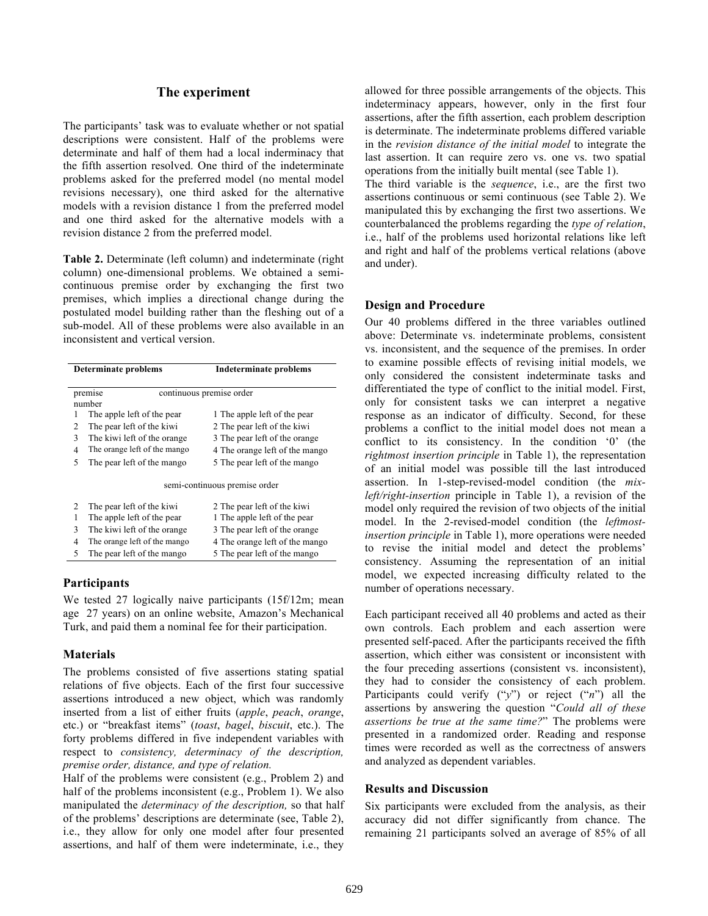## The experiment

The participants' task was to evaluate whether or not spatial descriptions were consistent. Half of the problems were determinate and half of them had a local inderminacy that the fifth assertion resolved. One third of the indeterminate problems asked for the preferred model (no mental model revisions necessary), one third asked for the alternative models with a revision distance 1 from the preferred model and one third asked for the alternative models with a revision distance 2 from the preferred model.

**Table 2.** Determinate (left column) and indeterminate (right column) one-dimensional problems. We obtained a semi-continuous premise order by exchanging the first two premises, which implies a directional change during the postulated model building rather than the fleshing out of a sub-model. All of these problems were also available in an inconsistent and vertical version.

| premise number | Determinate problems | Indeterminate problems |
|---|---|---|
| | continuous premise order | |
| 1 | The apple left of the pear | 1 The apple left of the pear |
| 2 | The pear left of the kiwi | 2 The pear left of the kiwi |
| 3 | The kiwi left of the orange | 3 The pear left of the orange |
| 4 | The orange left of the mango | 4 The orange left of the mango |
| 5 | The pear left of the mango | 5 The pear left of the mango |
| | semi-continuous premise order | |
| 2 | The pear left of the kiwi | 2 The pear left of the kiwi |
| 1 | The apple left of the pear | 1 The apple left of the pear |
| 3 | The kiwi left of the orange | 3 The pear left of the orange |
| 4 | The orange left of the mango | 4 The orange left of the mango |
| 5 | The pear left of the mango | 5 The pear left of the mango |

### Participants

We tested 27 logically naive participants (15f/12m; mean age 27 years) on an online website, Amazon's Mechanical Turk, and paid them a nominal fee for their participation.

### Materials

The problems consisted of five assertions stating spatial relations of five objects. Each of the first four successive assertions introduced a new object, which was randomly inserted from a list of either fruits (*apple*, *peach*, *orange*, etc.) or "breakfast items" (*toast*, *bagel*, *biscuit*, etc.). The forty problems differed in five independent variables with respect to *consistency, determinacy of the description, premise order, distance, and type of relation.*

Half of the problems were consistent (e.g., Problem 2) and half of the problems inconsistent (e.g., Problem 1). We also manipulated the *determinacy of the description,* so that half of the problems' descriptions are determinate (see, Table 2), i.e., they allow for only one model after four presented assertions, and half of them were indeterminate, i.e., they allowed for three possible arrangements of the objects. This indeterminacy appears, however, only in the first four assertions, after the fifth assertion, each problem description is determinate. The indeterminate problems differed variable in the *revision distance of the initial model* to integrate the last assertion. It can require zero vs. one vs. two spatial operations from the initially built mental (see Table 1).

The third variable is the *sequence*, i.e., are the first two assertions continuous or semi continuous (see Table 2). We manipulated this by exchanging the first two assertions. We counterbalanced the problems regarding the *type of relation*, i.e., half of the problems used horizontal relations like left and right and half of the problems vertical relations (above and under).

### Design and Procedure

Our 40 problems differed in the three variables outlined above: Determinate vs. indeterminate problems, consistent vs. inconsistent, and the sequence of the premises. In order to examine possible effects of revising initial models, we only considered the consistent indeterminate tasks and differentiated the type of conflict to the initial model. First, only for consistent tasks we can interpret a negative response as an indicator of difficulty. Second, for these problems a conflict to the initial model does not mean a conflict to its consistency. In the condition '0' (the *rightmost insertion principle* in Table 1), the representation of an initial model was possible till the last introduced assertion. In 1-step-revised-model condition (the *mix-left/right-insertion* principle in Table 1), a revision of the model only required the revision of two objects of the initial model. In the 2-revised-model condition (the *leftmost-insertion principle* in Table 1), more operations were needed to revise the initial model and detect the problems' consistency. Assuming the representation of an initial model, we expected increasing difficulty related to the number of operations necessary.

Each participant received all 40 problems and acted as their own controls. Each problem and each assertion were presented self-paced. After the participants received the fifth assertion, which either was consistent or inconsistent with the four preceding assertions (consistent vs. inconsistent), they had to consider the consistency of each problem. Participants could verify ("*y*") or reject ("*n*") all the assertions by answering the question "*Could all of these assertions be true at the same time?*" The problems were presented in a randomized order. Reading and response times were recorded as well as the correctness of answers and analyzed as dependent variables.

### Results and Discussion

Six participants were excluded from the analysis, as their accuracy did not differ significantly from chance. The remaining 21 participants solved an average of 85% of all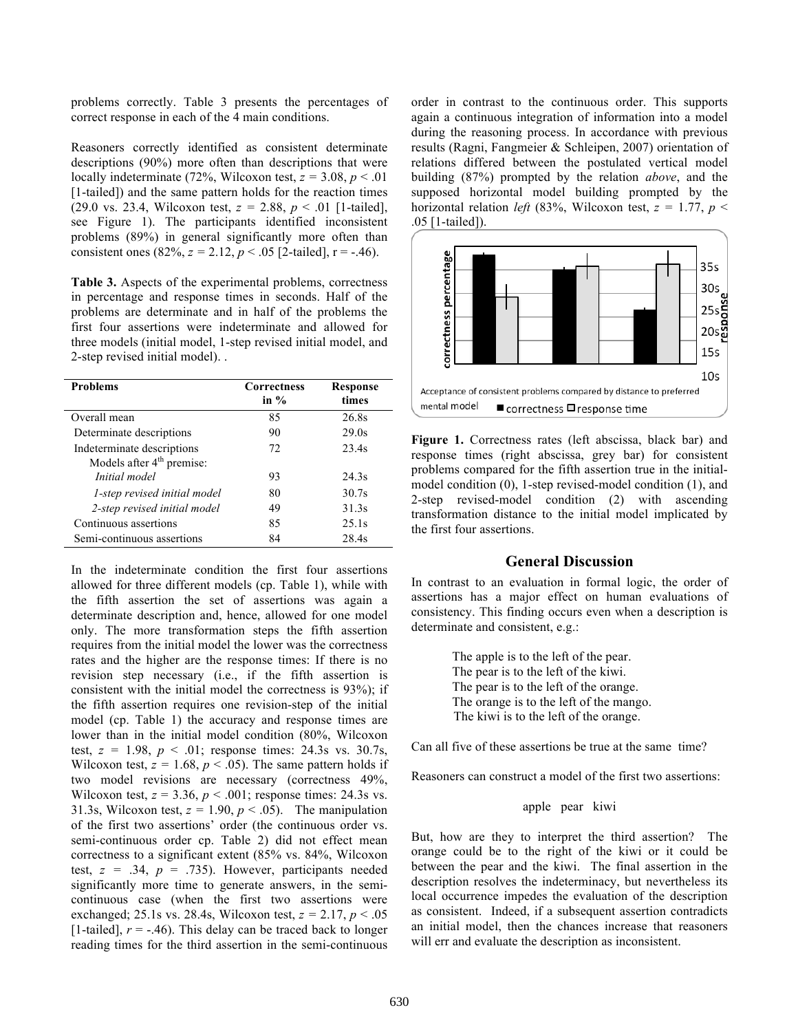problems correctly. Table 3 presents the percentages of correct response in each of the 4 main conditions.

Reasoners correctly identified as consistent determinate descriptions (90%) more often than descriptions that were locally indeterminate (72%, Wilcoxon test, $z = 3.08$, $p < .01$ [1-tailed]) and the same pattern holds for the reaction times (29.0 vs. 23.4, Wilcoxon test, $z = 2.88$, $p < .01$ [1-tailed], see Figure 1). The participants identified inconsistent problems (89%) in general significantly more often than consistent ones (82%, $z = 2.12$, $p < .05$ [2-tailed], $r = -.46$).

**Table 3.** Aspects of the experimental problems, correctness in percentage and response times in seconds. Half of the problems are determinate and in half of the problems the first four assertions were indeterminate and allowed for three models (initial model, 1-step revised initial model, and 2-step revised initial model). .

| Problems | Correctness in % | Response times |
|---|---|---|
| Overall mean | 85 | 26.8s |
| Determinate descriptions | 90 | 29.0s |
| Indeterminate descriptions | 72 | 23.4s |
| Models after 4[th] premise: | | |
| *Initial model* | 93 | 24.3s |
| *1-step revised initial model* | 80 | 30.7s |
| *2-step revised initial model* | 49 | 31.3s |
| Continuous assertions | 85 | 25.1s |
| Semi-continuous assertions | 84 | 28.4s |

In the indeterminate condition the first four assertions allowed for three different models (cp. Table 1), while with the fifth assertion the set of assertions was again a determinate description and, hence, allowed for one model only. The more transformation steps the fifth assertion requires from the initial model the lower was the correctness rates and the higher are the response times: If there is no revision step necessary (i.e., if the fifth assertion is consistent with the initial model the correctness is 93%); if the fifth assertion requires one revision-step of the initial model (cp. Table 1) the accuracy and response times are lower than in the initial model condition (80%, Wilcoxon test, $z = 1.98$, $p < .01$; response times: 24.3s vs. 30.7s, Wilcoxon test, $z = 1.68$, $p < .05$). The same pattern holds if two model revisions are necessary (correctness 49%, Wilcoxon test, $z = 3.36$, $p < .001$; response times: 24.3s vs. 31.3s, Wilcoxon test, $z = 1.90$, $p < .05$). The manipulation of the first two assertions' order (the continuous order vs. semi-continuous order cp. Table 2) did not effect mean correctness to a significant extent (85% vs. 84%, Wilcoxon test, $z = .34$, $p = .735$). However, participants needed significantly more time to generate answers, in the semi-continuous case (when the first two assertions were exchanged; 25.1s vs. 28.4s, Wilcoxon test, $z = 2.17$, $p < .05$ [1-tailed], $r = -.46$). This delay can be traced back to longer reading times for the third assertion in the semi-continuous order in contrast to the continuous order. This supports again a continuous integration of information into a model during the reasoning process. In accordance with previous results (Ragni, Fangmeier & Schleipen, 2007) orientation of relations differed between the postulated vertical model building (87%) prompted by the relation *above*, and the supposed horizontal model building prompted by the horizontal relation *left* (83%, Wilcoxon test, $z = 1.77$, $p < .05$ [1-tailed]).

**Figure 1.** Correctness rates (left abscissa, black bar) and response times (right abscissa, grey bar) for consistent problems compared for the fifth assertion true in the initial-model condition (0), 1-step revised-model condition (1), and 2-step revised-model condition (2) with ascending transformation distance to the initial model implicated by the first four assertions.

## General Discussion

In contrast to an evaluation in formal logic, the order of assertions has a major effect on human evaluations of consistency. This finding occurs even when a description is determinate and consistent, e.g.:

> The apple is to the left of the pear.
> The pear is to the left of the kiwi.
> The pear is to the left of the orange.
> The orange is to the left of the mango.
> The kiwi is to the left of the orange.

Can all five of these assertions be true at the same time?

Reasoners can construct a model of the first two assertions:

apple pear kiwi

But, how are they to interpret the third assertion? The orange could be to the right of the kiwi or it could be between the pear and the kiwi. The final assertion in the description resolves the indeterminacy, but nevertheless its local occurrence impedes the evaluation of the description as consistent. Indeed, if a subsequent assertion contradicts an initial model, then the chances increase that reasoners will err and evaluate the description as inconsistent.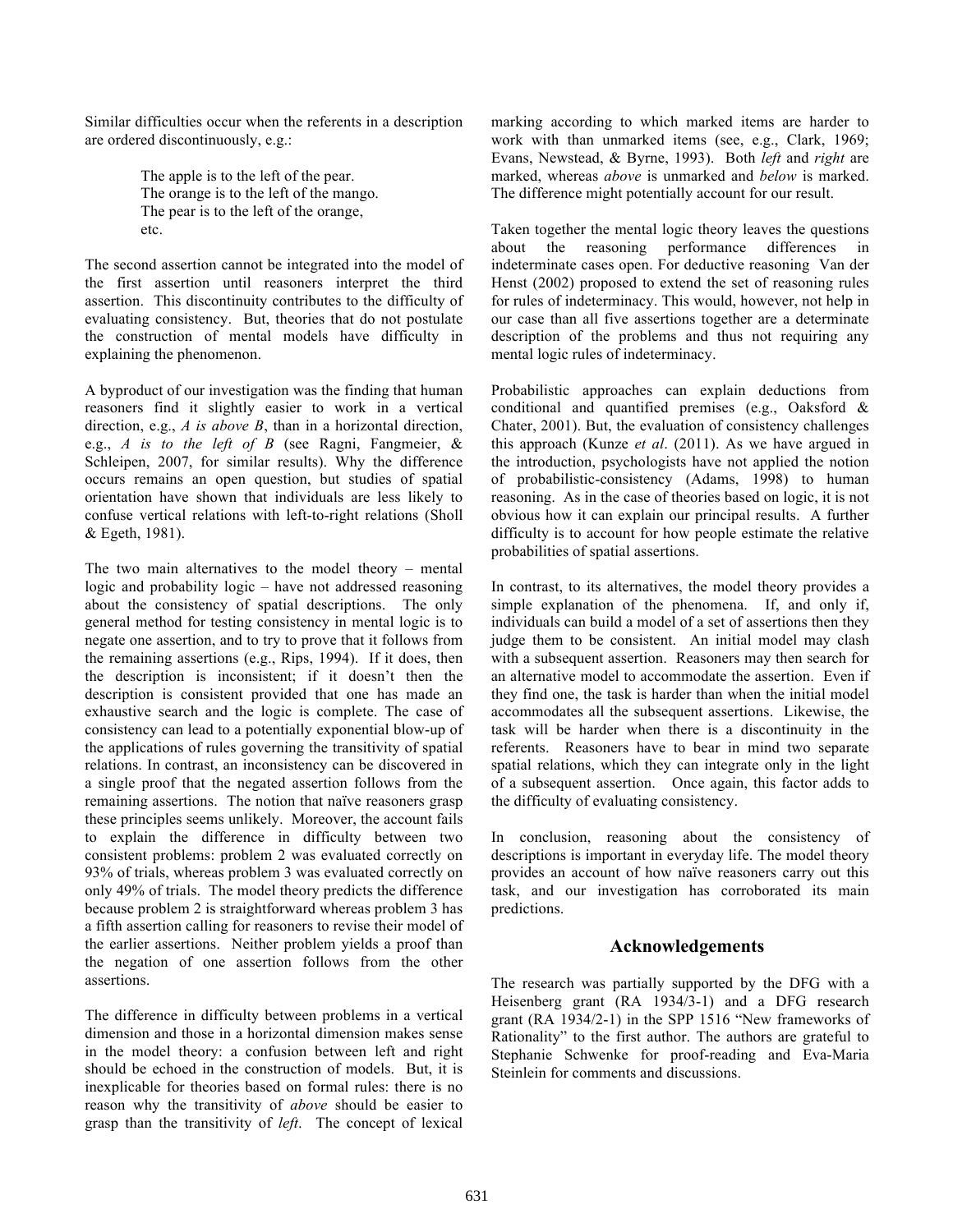Similar difficulties occur when the referents in a description are ordered discontinuously, e.g.:

> The apple is to the left of the pear.
> The orange is to the left of the mango.
> The pear is to the left of the orange,
> etc.

The second assertion cannot be integrated into the model of the first assertion until reasoners interpret the third assertion. This discontinuity contributes to the difficulty of evaluating consistency. But, theories that do not postulate the construction of mental models have difficulty in explaining the phenomenon.

A byproduct of our investigation was the finding that human reasoners find it slightly easier to work in a vertical direction, e.g., *A is above B*, than in a horizontal direction, e.g., *A is to the left of B* (see Ragni, Fangmeier, & Schleipen, 2007, for similar results). Why the difference occurs remains an open question, but studies of spatial orientation have shown that individuals are less likely to confuse vertical relations with left-to-right relations (Sholl & Egeth, 1981).

The two main alternatives to the model theory – mental logic and probability logic – have not addressed reasoning about the consistency of spatial descriptions. The only general method for testing consistency in mental logic is to negate one assertion, and to try to prove that it follows from the remaining assertions (e.g., Rips, 1994). If it does, then the description is inconsistent; if it doesn't then the description is consistent provided that one has made an exhaustive search and the logic is complete. The case of consistency can lead to a potentially exponential blow-up of the applications of rules governing the transitivity of spatial relations. In contrast, an inconsistency can be discovered in a single proof that the negated assertion follows from the remaining assertions. The notion that naïve reasoners grasp these principles seems unlikely. Moreover, the account fails to explain the difference in difficulty between two consistent problems: problem 2 was evaluated correctly on 93% of trials, whereas problem 3 was evaluated correctly on only 49% of trials. The model theory predicts the difference because problem 2 is straightforward whereas problem 3 has a fifth assertion calling for reasoners to revise their model of the earlier assertions. Neither problem yields a proof than the negation of one assertion follows from the other assertions.

The difference in difficulty between problems in a vertical dimension and those in a horizontal dimension makes sense in the model theory: a confusion between left and right should be echoed in the construction of models. But, it is inexplicable for theories based on formal rules: there is no reason why the transitivity of *above* should be easier to grasp than the transitivity of *left*. The concept of lexical marking according to which marked items are harder to work with than unmarked items (see, e.g., Clark, 1969; Evans, Newstead, & Byrne, 1993). Both *left* and *right* are marked, whereas *above* is unmarked and *below* is marked. The difference might potentially account for our result.

Taken together the mental logic theory leaves the questions about the reasoning performance differences in indeterminate cases open. For deductive reasoning Van der Henst (2002) proposed to extend the set of reasoning rules for rules of indeterminacy. This would, however, not help in our case than all five assertions together are a determinate description of the problems and thus not requiring any mental logic rules of indeterminacy.

Probabilistic approaches can explain deductions from conditional and quantified premises (e.g., Oaksford & Chater, 2001). But, the evaluation of consistency challenges this approach (Kunze *et al*. (2011). As we have argued in the introduction, psychologists have not applied the notion of probabilistic-consistency (Adams, 1998) to human reasoning. As in the case of theories based on logic, it is not obvious how it can explain our principal results. A further difficulty is to account for how people estimate the relative probabilities of spatial assertions.

In contrast, to its alternatives, the model theory provides a simple explanation of the phenomena. If, and only if, individuals can build a model of a set of assertions then they judge them to be consistent. An initial model may clash with a subsequent assertion. Reasoners may then search for an alternative model to accommodate the assertion. Even if they find one, the task is harder than when the initial model accommodates all the subsequent assertions. Likewise, the task will be harder when there is a discontinuity in the referents. Reasoners have to bear in mind two separate spatial relations, which they can integrate only in the light of a subsequent assertion. Once again, this factor adds to the difficulty of evaluating consistency.

In conclusion, reasoning about the consistency of descriptions is important in everyday life. The model theory provides an account of how naïve reasoners carry out this task, and our investigation has corroborated its main predictions.

## Acknowledgements

The research was partially supported by the DFG with a Heisenberg grant (RA 1934/3-1) and a DFG research grant (RA 1934/2-1) in the SPP 1516 "New frameworks of Rationality" to the first author. The authors are grateful to Stephanie Schwenke for proof-reading and Eva-Maria Steinlein for comments and discussions.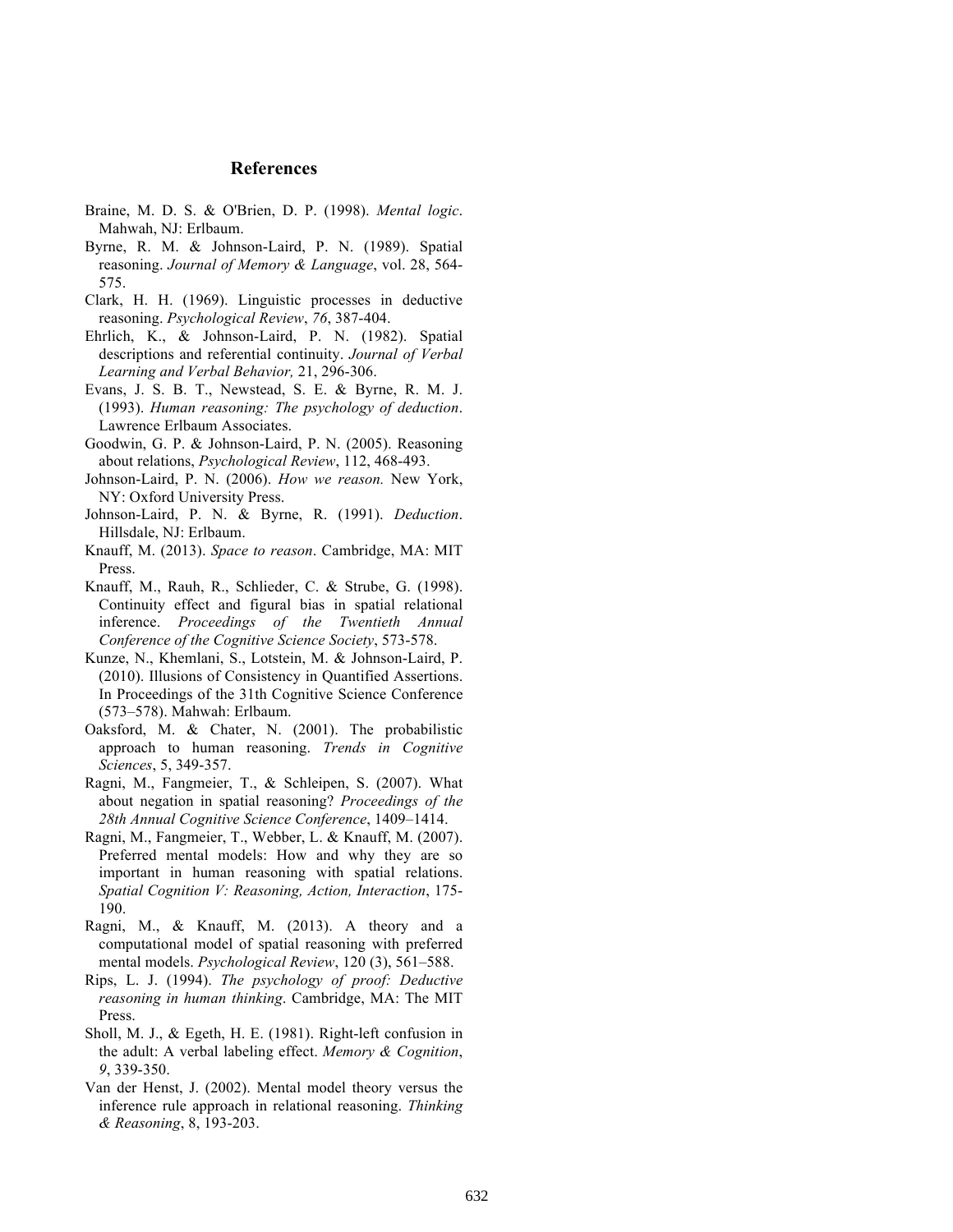## References

Braine, M. D. S. & O'Brien, D. P. (1998). *Mental logic*. Mahwah, NJ: Erlbaum.

Byrne, R. M. & Johnson-Laird, P. N. (1989). Spatial reasoning. *Journal of Memory & Language*, vol. 28, 564-575.

Clark, H. H. (1969). Linguistic processes in deductive reasoning. *Psychological Review*, *76*, 387-404.

Ehrlich, K., & Johnson-Laird, P. N. (1982). Spatial descriptions and referential continuity. *Journal of Verbal Learning and Verbal Behavior,* 21, 296-306.

Evans, J. S. B. T., Newstead, S. E. & Byrne, R. M. J. (1993). *Human reasoning: The psychology of deduction*. Lawrence Erlbaum Associates.

Goodwin, G. P. & Johnson-Laird, P. N. (2005). Reasoning about relations, *Psychological Review*, 112, 468-493.

Johnson-Laird, P. N. (2006). *How we reason.* New York, NY: Oxford University Press.

Johnson-Laird, P. N. & Byrne, R. (1991). *Deduction*. Hillsdale, NJ: Erlbaum.

Knauff, M. (2013). *Space to reason*. Cambridge, MA: MIT Press.

Knauff, M., Rauh, R., Schlieder, C. & Strube, G. (1998). Continuity effect and figural bias in spatial relational inference. *Proceedings of the Twentieth Annual Conference of the Cognitive Science Society*, 573-578.

Kunze, N., Khemlani, S., Lotstein, M. & Johnson-Laird, P. (2010). Illusions of Consistency in Quantified Assertions. In Proceedings of the 31th Cognitive Science Conference (573–578). Mahwah: Erlbaum.

Oaksford, M. & Chater, N. (2001). The probabilistic approach to human reasoning. *Trends in Cognitive Sciences*, 5, 349-357.

Ragni, M., Fangmeier, T., & Schleipen, S. (2007). What about negation in spatial reasoning? *Proceedings of the 28th Annual Cognitive Science Conference*, 1409–1414.

Ragni, M., Fangmeier, T., Webber, L. & Knauff, M. (2007). Preferred mental models: How and why they are so important in human reasoning with spatial relations. *Spatial Cognition V: Reasoning, Action, Interaction*, 175-190.

Ragni, M., & Knauff, M. (2013). A theory and a computational model of spatial reasoning with preferred mental models. *Psychological Review*, 120 (3), 561–588.

Rips, L. J. (1994). *The psychology of proof: Deductive reasoning in human thinking*. Cambridge, MA: The MIT Press.

Sholl, M. J., & Egeth, H. E. (1981). Right-left confusion in the adult: A verbal labeling effect. *Memory & Cognition*, *9*, 339-350.

Van der Henst, J. (2002). Mental model theory versus the inference rule approach in relational reasoning. *Thinking & Reasoning*, 8, 193-203.